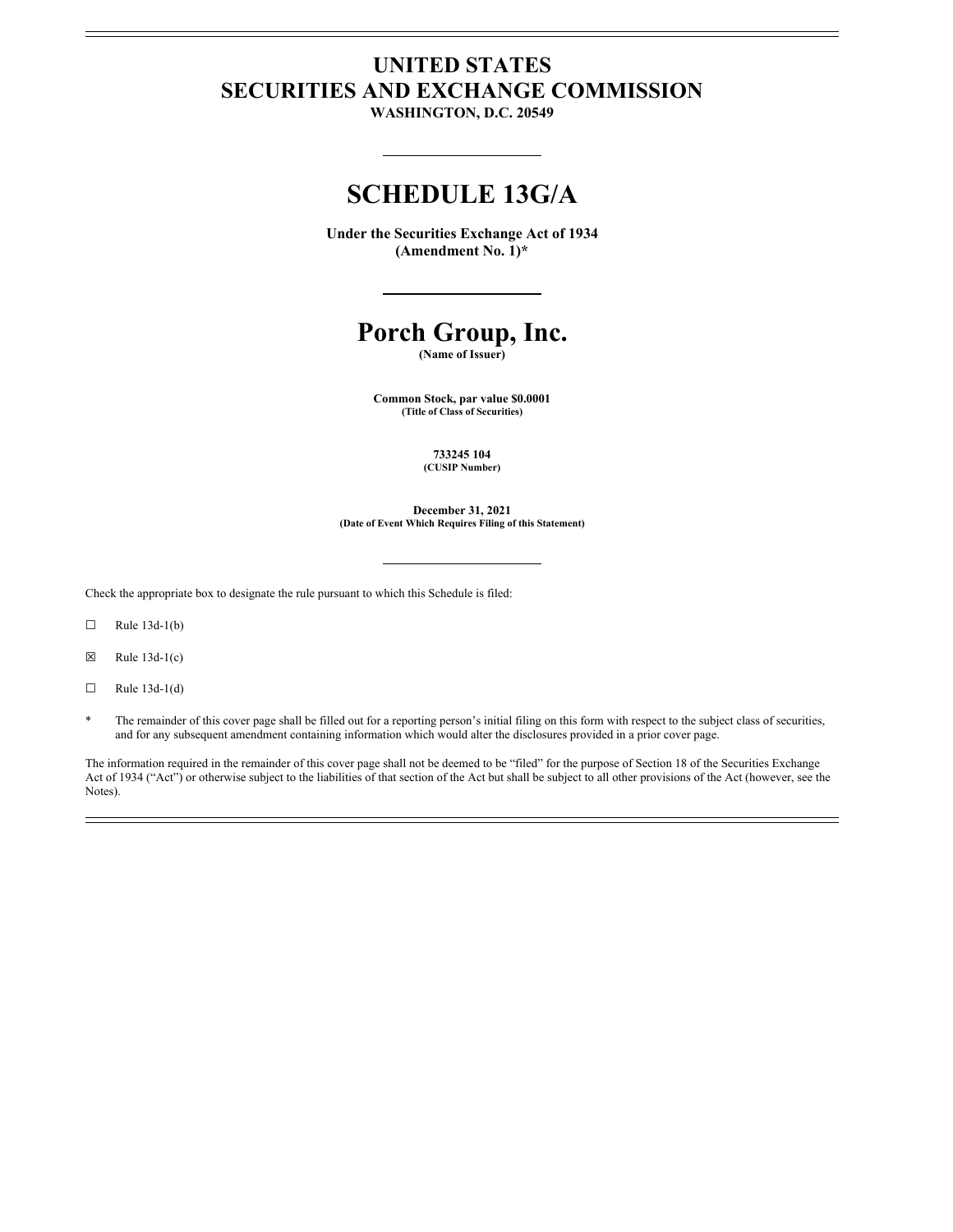# UNITED STATES
# SECURITIES AND EXCHANGE COMMISSION

**WASHINGTON, D.C. 20549**

---

# SCHEDULE 13G/A

**Under the Securities Exchange Act of 1934**
**(Amendment No. 1)***

---

# Porch Group, Inc.

**(Name of Issuer)**

**Common Stock, par value $0.0001**
**(Title of Class of Securities)**

**733245 104**
**(CUSIP Number)**

**December 31, 2021**
**(Date of Event Which Requires Filing of this Statement)**

---

Check the appropriate box to designate the rule pursuant to which this Schedule is filed:

☐ Rule 13d-1(b)

☒ Rule 13d-1(c)

☐ Rule 13d-1(d)

* The remainder of this cover page shall be filled out for a reporting person's initial filing on this form with respect to the subject class of securities, and for any subsequent amendment containing information which would alter the disclosures provided in a prior cover page.

The information required in the remainder of this cover page shall not be deemed to be "filed" for the purpose of Section 18 of the Securities Exchange Act of 1934 ("Act") or otherwise subject to the liabilities of that section of the Act but shall be subject to all other provisions of the Act (however, see the Notes).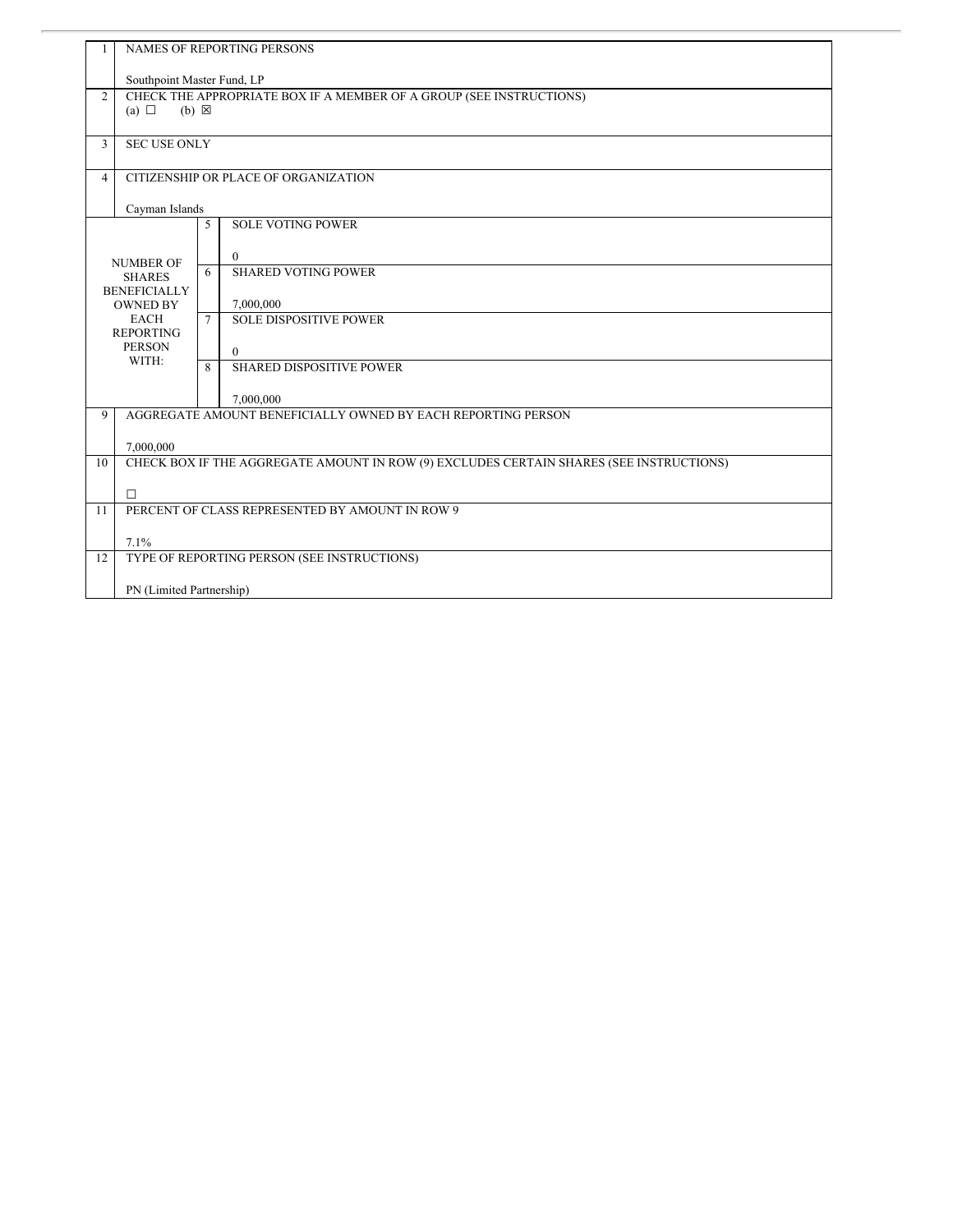| | | | |
|---|---|---|---|
| 1 | NAMES OF REPORTING PERSONS<br><br>Southpoint Master Fund, LP | | |
| 2 | CHECK THE APPROPRIATE BOX IF A MEMBER OF A GROUP (SEE INSTRUCTIONS)<br>(a) ☐ (b) ☒ | | |
| 3 | SEC USE ONLY | | |
| 4 | CITIZENSHIP OR PLACE OF ORGANIZATION<br><br>Cayman Islands | | |
| NUMBER OF SHARES BENEFICIALLY OWNED BY EACH REPORTING PERSON WITH: | 5 | SOLE VOTING POWER<br><br>0 | |
| | 6 | SHARED VOTING POWER<br><br>7,000,000 | |
| | 7 | SOLE DISPOSITIVE POWER<br><br>0 | |
| | 8 | SHARED DISPOSITIVE POWER<br><br>7,000,000 | |
| 9 | AGGREGATE AMOUNT BENEFICIALLY OWNED BY EACH REPORTING PERSON<br><br>7,000,000 | | |
| 10 | CHECK BOX IF THE AGGREGATE AMOUNT IN ROW (9) EXCLUDES CERTAIN SHARES (SEE INSTRUCTIONS)<br><br>☐ | | |
| 11 | PERCENT OF CLASS REPRESENTED BY AMOUNT IN ROW 9<br><br>7.1% | | |
| 12 | TYPE OF REPORTING PERSON (SEE INSTRUCTIONS)<br><br>PN (Limited Partnership) | | |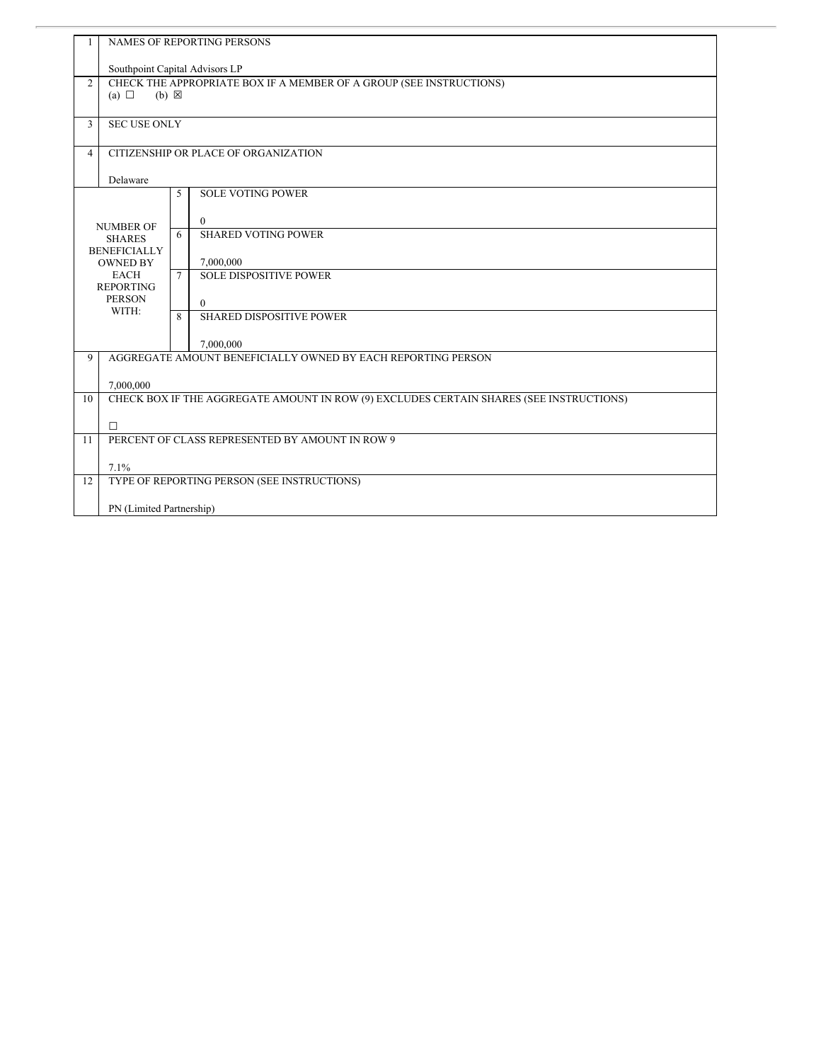| | | | |
|---|---|---|---|
| 1 | NAMES OF REPORTING PERSONS<br><br>Southpoint Capital Advisors LP | | |
| 2 | CHECK THE APPROPRIATE BOX IF A MEMBER OF A GROUP (SEE INSTRUCTIONS)<br>(a) ☐ (b) ☒ | | |
| 3 | SEC USE ONLY | | |
| 4 | CITIZENSHIP OR PLACE OF ORGANIZATION<br><br>Delaware | | |
| NUMBER OF SHARES BENEFICIALLY OWNED BY EACH REPORTING PERSON WITH: | | 5 | SOLE VOTING POWER<br><br>0 |
| | | 6 | SHARED VOTING POWER<br><br>7,000,000 |
| | | 7 | SOLE DISPOSITIVE POWER<br><br>0 |
| | | 8 | SHARED DISPOSITIVE POWER<br><br>7,000,000 |
| 9 | AGGREGATE AMOUNT BENEFICIALLY OWNED BY EACH REPORTING PERSON<br><br>7,000,000 | | |
| 10 | CHECK BOX IF THE AGGREGATE AMOUNT IN ROW (9) EXCLUDES CERTAIN SHARES (SEE INSTRUCTIONS)<br><br>☐ | | |
| 11 | PERCENT OF CLASS REPRESENTED BY AMOUNT IN ROW 9<br><br>7.1% | | |
| 12 | TYPE OF REPORTING PERSON (SEE INSTRUCTIONS)<br><br>PN (Limited Partnership) | | |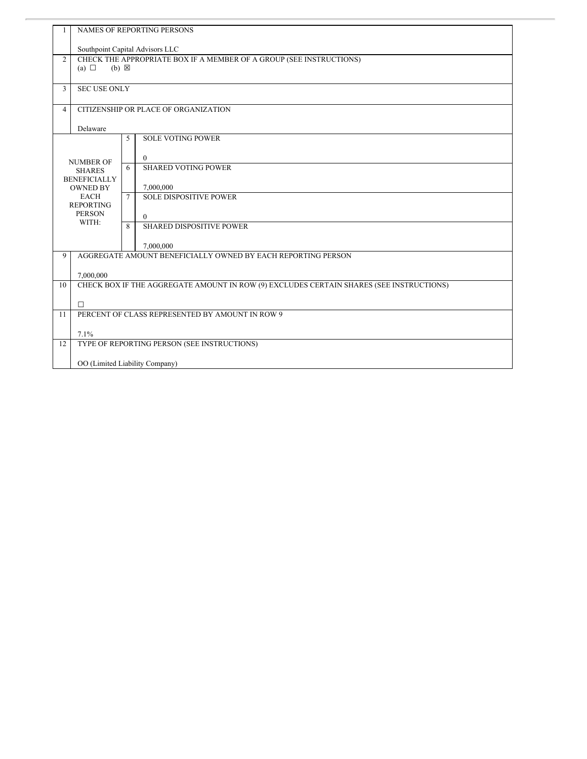| | | | |
|---|---|---|---|
| 1 | NAMES OF REPORTING PERSONS<br><br>Southpoint Capital Advisors LLC | | |
| 2 | CHECK THE APPROPRIATE BOX IF A MEMBER OF A GROUP (SEE INSTRUCTIONS)<br>(a) ☐ (b) ☒ | | |
| 3 | SEC USE ONLY | | |
| 4 | CITIZENSHIP OR PLACE OF ORGANIZATION<br><br>Delaware | | |
| NUMBER OF SHARES BENEFICIALLY OWNED BY EACH REPORTING PERSON WITH: | | 5 | SOLE VOTING POWER<br><br>0 |
| | | 6 | SHARED VOTING POWER<br><br>7,000,000 |
| | | 7 | SOLE DISPOSITIVE POWER<br><br>0 |
| | | 8 | SHARED DISPOSITIVE POWER<br><br>7,000,000 |
| 9 | AGGREGATE AMOUNT BENEFICIALLY OWNED BY EACH REPORTING PERSON<br><br>7,000,000 | | |
| 10 | CHECK BOX IF THE AGGREGATE AMOUNT IN ROW (9) EXCLUDES CERTAIN SHARES (SEE INSTRUCTIONS)<br><br>☐ | | |
| 11 | PERCENT OF CLASS REPRESENTED BY AMOUNT IN ROW 9<br><br>7.1% | | |
| 12 | TYPE OF REPORTING PERSON (SEE INSTRUCTIONS)<br><br>OO (Limited Liability Company) | | |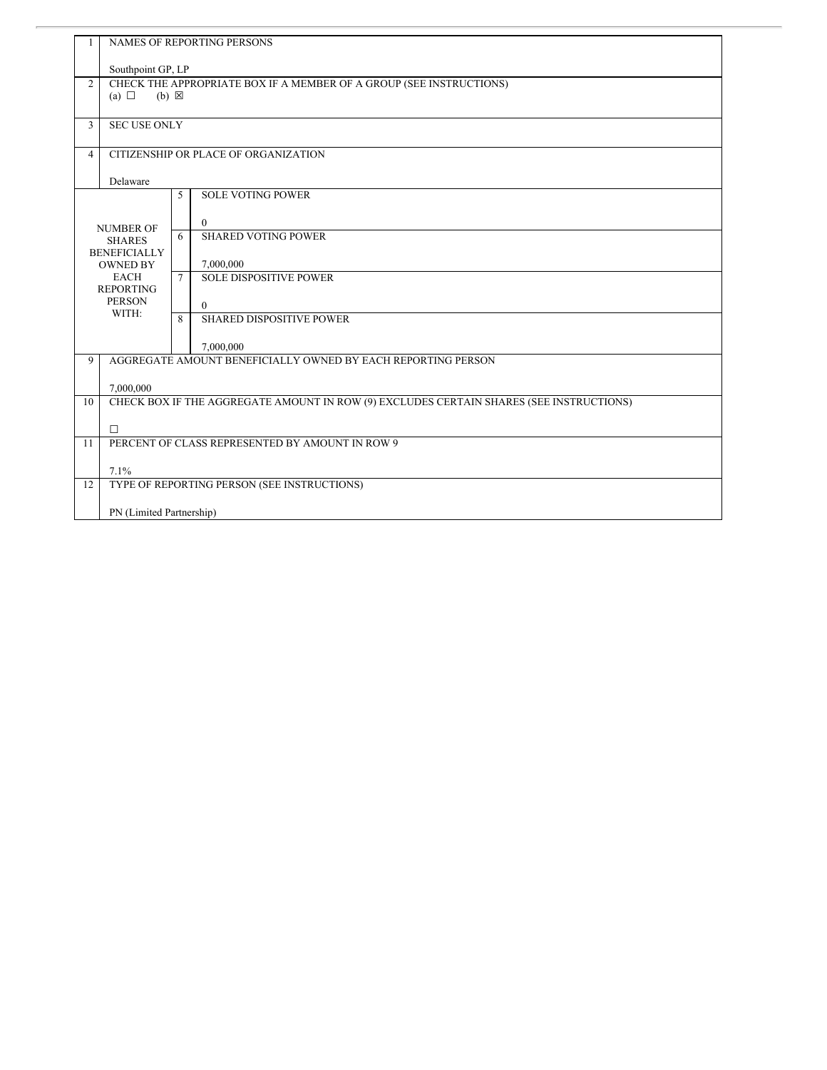| | | | |
|---|---|---|---|
| 1 | NAMES OF REPORTING PERSONS<br><br>Southpoint GP, LP | | |
| 2 | CHECK THE APPROPRIATE BOX IF A MEMBER OF A GROUP (SEE INSTRUCTIONS)<br>(a) ☐ (b) ☒ | | |
| 3 | SEC USE ONLY | | |
| 4 | CITIZENSHIP OR PLACE OF ORGANIZATION<br><br>Delaware | | |
| NUMBER OF SHARES BENEFICIALLY OWNED BY EACH REPORTING PERSON WITH: | | 5 | SOLE VOTING POWER<br><br>0 |
| | | 6 | SHARED VOTING POWER<br><br>7,000,000 |
| | | 7 | SOLE DISPOSITIVE POWER<br><br>0 |
| | | 8 | SHARED DISPOSITIVE POWER<br><br>7,000,000 |
| 9 | AGGREGATE AMOUNT BENEFICIALLY OWNED BY EACH REPORTING PERSON<br><br>7,000,000 | | |
| 10 | CHECK BOX IF THE AGGREGATE AMOUNT IN ROW (9) EXCLUDES CERTAIN SHARES (SEE INSTRUCTIONS)<br><br>☐ | | |
| 11 | PERCENT OF CLASS REPRESENTED BY AMOUNT IN ROW 9<br><br>7.1% | | |
| 12 | TYPE OF REPORTING PERSON (SEE INSTRUCTIONS)<br><br>PN (Limited Partnership) | | |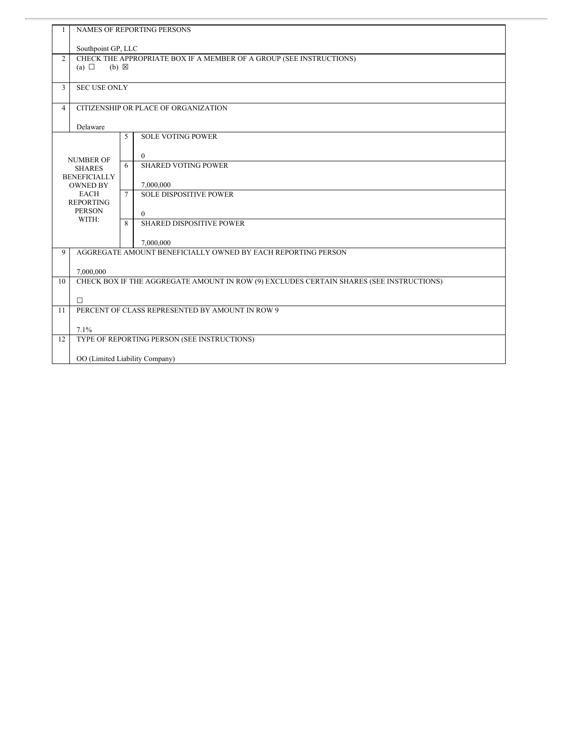| | | | |
|---|---|---|---|
| 1 | NAMES OF REPORTING PERSONS<br><br>Southpoint GP, LLC | | |
| 2 | CHECK THE APPROPRIATE BOX IF A MEMBER OF A GROUP (SEE INSTRUCTIONS)<br>(a) ☐ (b) ☒ | | |
| 3 | SEC USE ONLY | | |
| 4 | CITIZENSHIP OR PLACE OF ORGANIZATION<br><br>Delaware | | |
| NUMBER OF SHARES BENEFICIALLY OWNED BY EACH REPORTING PERSON WITH: | | 5 | SOLE VOTING POWER<br><br>0 |
| | | 6 | SHARED VOTING POWER<br><br>7,000,000 |
| | | 7 | SOLE DISPOSITIVE POWER<br><br>0 |
| | | 8 | SHARED DISPOSITIVE POWER<br><br>7,000,000 |
| 9 | AGGREGATE AMOUNT BENEFICIALLY OWNED BY EACH REPORTING PERSON<br><br>7,000,000 | | |
| 10 | CHECK BOX IF THE AGGREGATE AMOUNT IN ROW (9) EXCLUDES CERTAIN SHARES (SEE INSTRUCTIONS)<br><br>☐ | | |
| 11 | PERCENT OF CLASS REPRESENTED BY AMOUNT IN ROW 9<br><br>7.1% | | |
| 12 | TYPE OF REPORTING PERSON (SEE INSTRUCTIONS)<br><br>OO (Limited Liability Company) | | |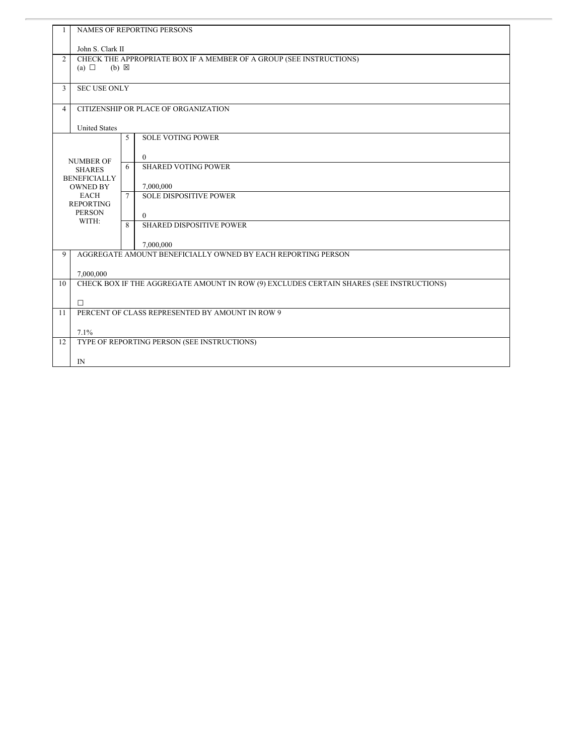| 1 | NAMES OF REPORTING PERSONS<br><br>John S. Clark II | | |
|---|---|---|---|
| 2 | CHECK THE APPROPRIATE BOX IF A MEMBER OF A GROUP (SEE INSTRUCTIONS)<br>(a) ☐ (b) ☒ | | |
| 3 | SEC USE ONLY | | |
| 4 | CITIZENSHIP OR PLACE OF ORGANIZATION<br><br>United States | | |
| NUMBER OF SHARES BENEFICIALLY OWNED BY EACH REPORTING PERSON WITH: | | 5 | SOLE VOTING POWER<br><br>0 |
| | | 6 | SHARED VOTING POWER<br><br>7,000,000 |
| | | 7 | SOLE DISPOSITIVE POWER<br><br>0 |
| | | 8 | SHARED DISPOSITIVE POWER<br><br>7,000,000 |
| 9 | AGGREGATE AMOUNT BENEFICIALLY OWNED BY EACH REPORTING PERSON<br><br>7,000,000 | | |
| 10 | CHECK BOX IF THE AGGREGATE AMOUNT IN ROW (9) EXCLUDES CERTAIN SHARES (SEE INSTRUCTIONS)<br><br>☐ | | |
| 11 | PERCENT OF CLASS REPRESENTED BY AMOUNT IN ROW 9<br><br>7.1% | | |
| 12 | TYPE OF REPORTING PERSON (SEE INSTRUCTIONS)<br><br>IN | | |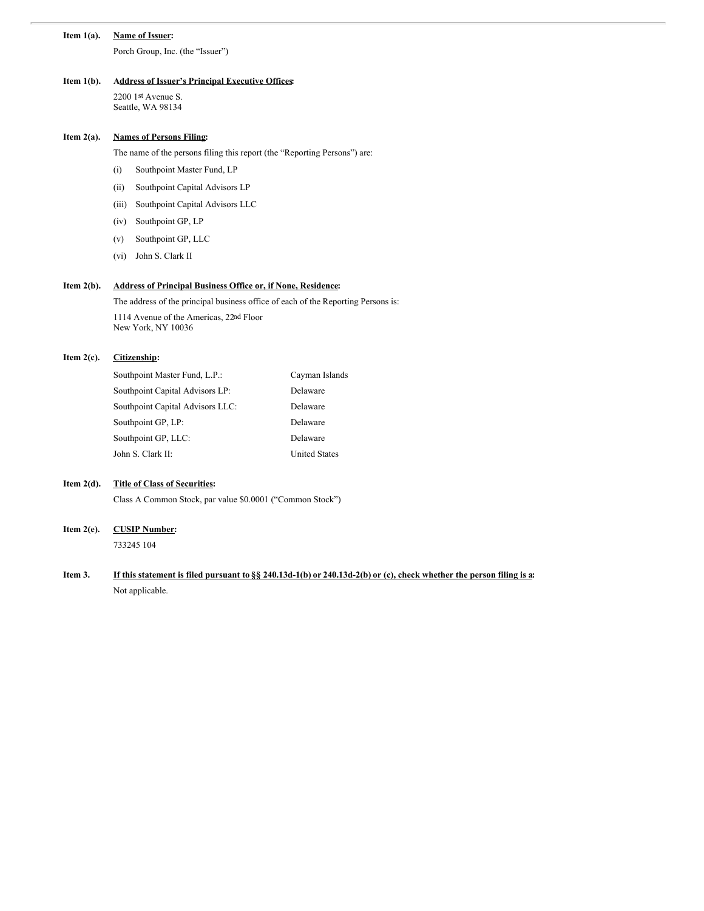**Item 1(a).** **Name of Issuer:**

Porch Group, Inc. (the "Issuer")

**Item 1(b).** **Address of Issuer's Principal Executive Offices:**

2200 1st Avenue S.
Seattle, WA 98134

**Item 2(a).** **Names of Persons Filing:**

The name of the persons filing this report (the "Reporting Persons") are:

(i) Southpoint Master Fund, LP

(ii) Southpoint Capital Advisors LP

(iii) Southpoint Capital Advisors LLC

(iv) Southpoint GP, LP

(v) Southpoint GP, LLC

(vi) John S. Clark II

**Item 2(b).** **Address of Principal Business Office or, if None, Residence:**

The address of the principal business office of each of the Reporting Persons is:

1114 Avenue of the Americas, 22nd Floor
New York, NY 10036

**Item 2(c).** **Citizenship:**

| | |
|---|---|
| Southpoint Master Fund, L.P.: | Cayman Islands |
| Southpoint Capital Advisors LP: | Delaware |
| Southpoint Capital Advisors LLC: | Delaware |
| Southpoint GP, LP: | Delaware |
| Southpoint GP, LLC: | Delaware |
| John S. Clark II: | United States |

**Item 2(d).** **Title of Class of Securities:**

Class A Common Stock, par value $0.0001 ("Common Stock")

**Item 2(e).** **CUSIP Number:**

733245 104

**Item 3.** **If this statement is filed pursuant to §§ 240.13d-1(b) or 240.13d-2(b) or (c), check whether the person filing is a:**

Not applicable.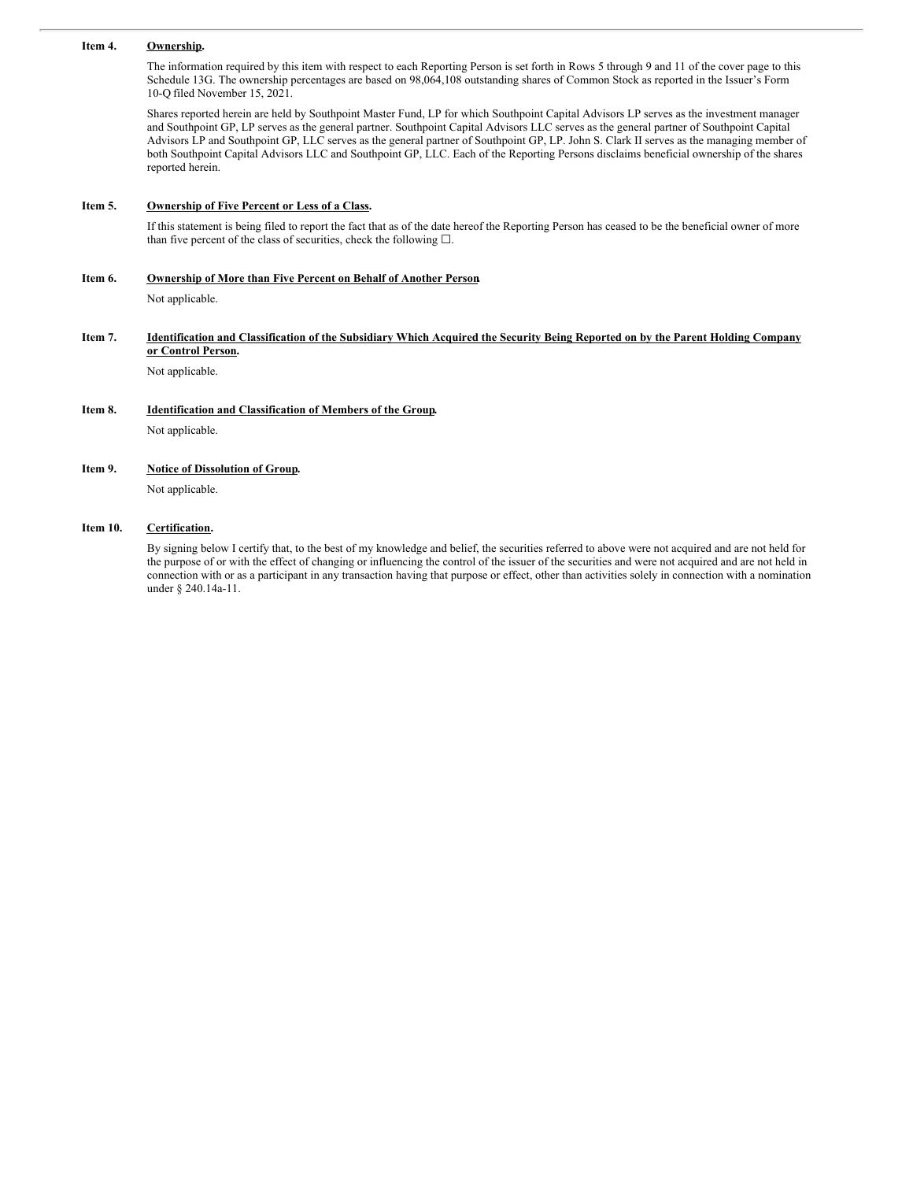**Item 4.** **Ownership.**

The information required by this item with respect to each Reporting Person is set forth in Rows 5 through 9 and 11 of the cover page to this Schedule 13G. The ownership percentages are based on 98,064,108 outstanding shares of Common Stock as reported in the Issuer's Form 10-Q filed November 15, 2021.

Shares reported herein are held by Southpoint Master Fund, LP for which Southpoint Capital Advisors LP serves as the investment manager and Southpoint GP, LP serves as the general partner. Southpoint Capital Advisors LLC serves as the general partner of Southpoint Capital Advisors LP and Southpoint GP, LLC serves as the general partner of Southpoint GP, LP. John S. Clark II serves as the managing member of both Southpoint Capital Advisors LLC and Southpoint GP, LLC. Each of the Reporting Persons disclaims beneficial ownership of the shares reported herein.

**Item 5.** **Ownership of Five Percent or Less of a Class.**

If this statement is being filed to report the fact that as of the date hereof the Reporting Person has ceased to be the beneficial owner of more than five percent of the class of securities, check the following ☐.

**Item 6.** **Ownership of More than Five Percent on Behalf of Another Person.**

Not applicable.

**Item 7.** **Identification and Classification of the Subsidiary Which Acquired the Security Being Reported on by the Parent Holding Company or Control Person.**

Not applicable.

**Item 8.** **Identification and Classification of Members of the Group.**

Not applicable.

**Item 9.** **Notice of Dissolution of Group.**

Not applicable.

**Item 10.** **Certification.**

By signing below I certify that, to the best of my knowledge and belief, the securities referred to above were not acquired and are not held for the purpose of or with the effect of changing or influencing the control of the issuer of the securities and were not acquired and are not held in connection with or as a participant in any transaction having that purpose or effect, other than activities solely in connection with a nomination under § 240.14a-11.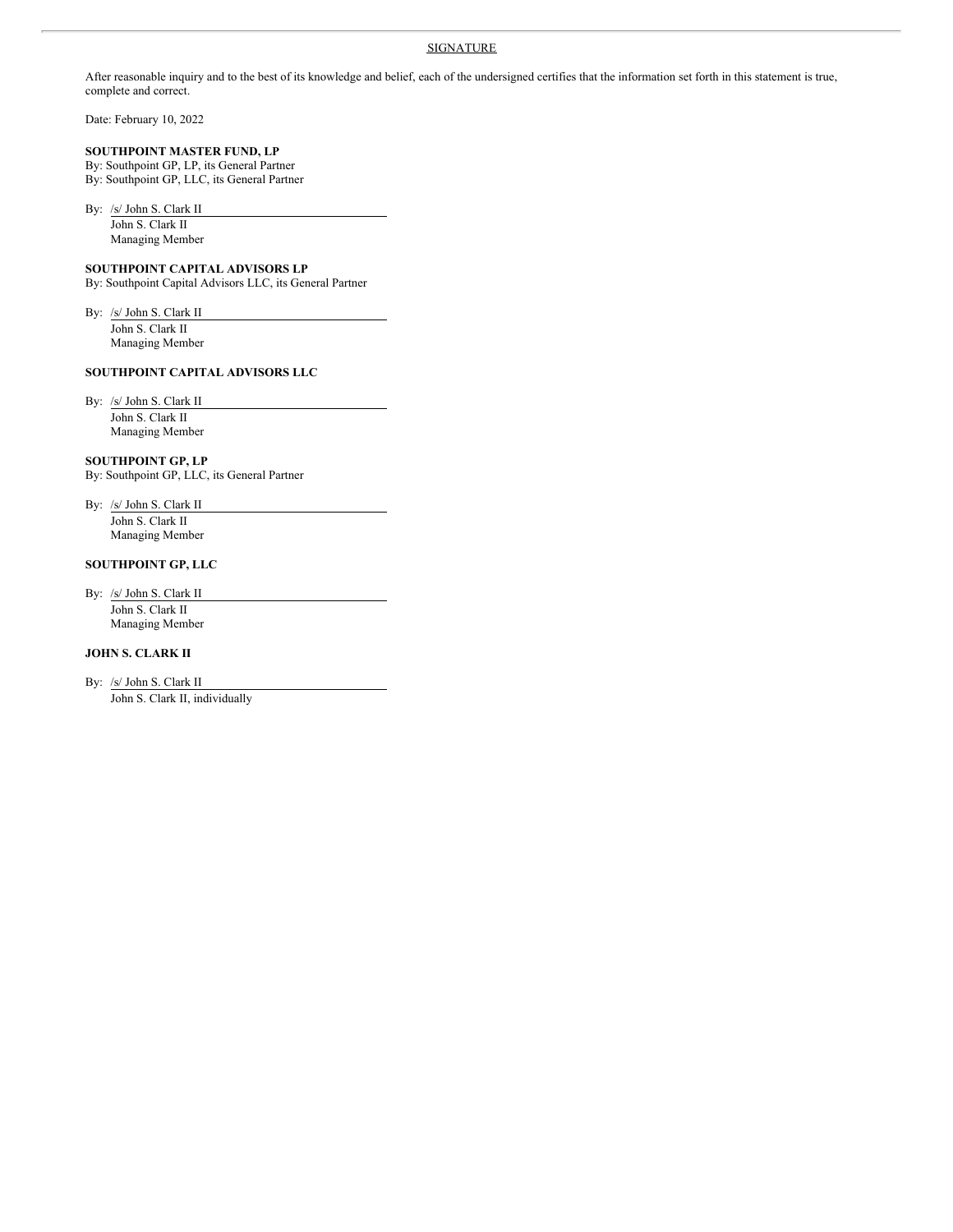SIGNATURE

After reasonable inquiry and to the best of its knowledge and belief, each of the undersigned certifies that the information set forth in this statement is true, complete and correct.

Date: February 10, 2022

**SOUTHPOINT MASTER FUND, LP**
By: Southpoint GP, LP, its General Partner
By: Southpoint GP, LLC, its General Partner

By: /s/ John S. Clark II
John S. Clark II
Managing Member

**SOUTHPOINT CAPITAL ADVISORS LP**
By: Southpoint Capital Advisors LLC, its General Partner

By: /s/ John S. Clark II
John S. Clark II
Managing Member

**SOUTHPOINT CAPITAL ADVISORS LLC**

By: /s/ John S. Clark II
John S. Clark II
Managing Member

**SOUTHPOINT GP, LP**
By: Southpoint GP, LLC, its General Partner

By: /s/ John S. Clark II
John S. Clark II
Managing Member

**SOUTHPOINT GP, LLC**

By: /s/ John S. Clark II
John S. Clark II
Managing Member

**JOHN S. CLARK II**

By: /s/ John S. Clark II
John S. Clark II, individually